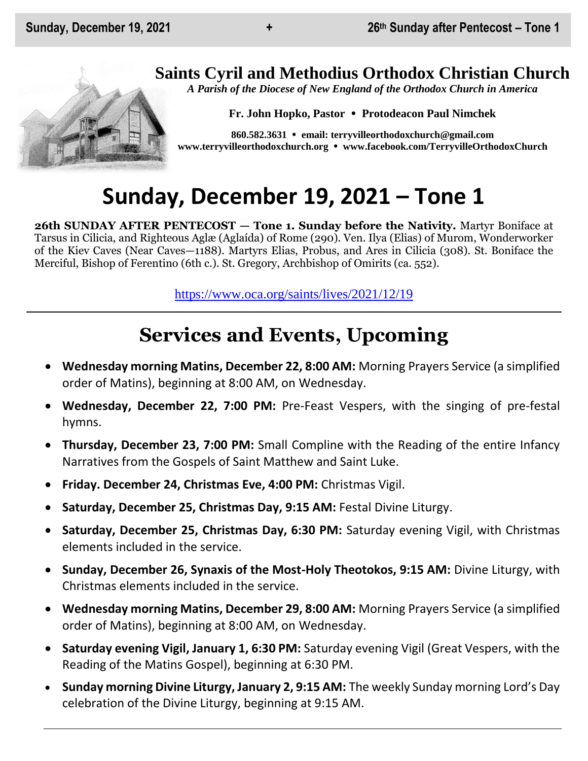# Saints Cyril and Methodius Orthodox Christian Church

*A Parish of the Diocese of New England of the Orthodox Church in America*

**Fr. John Hopko, Pastor • Protodeacon Paul Nimchek**

**860.582.3631 • email: terryvilleorthodoxchurch@gmail.com**
**www.terryvilleorthodoxchurch.org • www.facebook.com/TerryvilleOrthodoxChurch**

# Sunday, December 19, 2021 – Tone 1

**26th SUNDAY AFTER PENTECOST — Tone 1. Sunday before the Nativity.** Martyr Boniface at Tarsus in Cilicia, and Righteous Aglæ (Aglaída) of Rome (290). Ven. Ilya (Elias) of Murom, Wonderworker of the Kiev Caves (Near Caves—1188). Martyrs Elias, Probus, and Ares in Cilicia (308). St. Boniface the Merciful, Bishop of Ferentino (6th c.). St. Gregory, Archbishop of Omirits (ca. 552).

https://www.oca.org/saints/lives/2021/12/19

---

## Services and Events, Upcoming

- **Wednesday morning Matins, December 22, 8:00 AM:** Morning Prayers Service (a simplified order of Matins), beginning at 8:00 AM, on Wednesday.
- **Wednesday, December 22, 7:00 PM:** Pre-Feast Vespers, with the singing of pre-festal hymns.
- **Thursday, December 23, 7:00 PM:** Small Compline with the Reading of the entire Infancy Narratives from the Gospels of Saint Matthew and Saint Luke.
- **Friday. December 24, Christmas Eve, 4:00 PM:** Christmas Vigil.
- **Saturday, December 25, Christmas Day, 9:15 AM:** Festal Divine Liturgy.
- **Saturday, December 25, Christmas Day, 6:30 PM:** Saturday evening Vigil, with Christmas elements included in the service.
- **Sunday, December 26, Synaxis of the Most-Holy Theotokos, 9:15 AM:** Divine Liturgy, with Christmas elements included in the service.
- **Wednesday morning Matins, December 29, 8:00 AM:** Morning Prayers Service (a simplified order of Matins), beginning at 8:00 AM, on Wednesday.
- **Saturday evening Vigil, January 1, 6:30 PM:** Saturday evening Vigil (Great Vespers, with the Reading of the Matins Gospel), beginning at 6:30 PM.
- **Sunday morning Divine Liturgy, January 2, 9:15 AM:** The weekly Sunday morning Lord's Day celebration of the Divine Liturgy, beginning at 9:15 AM.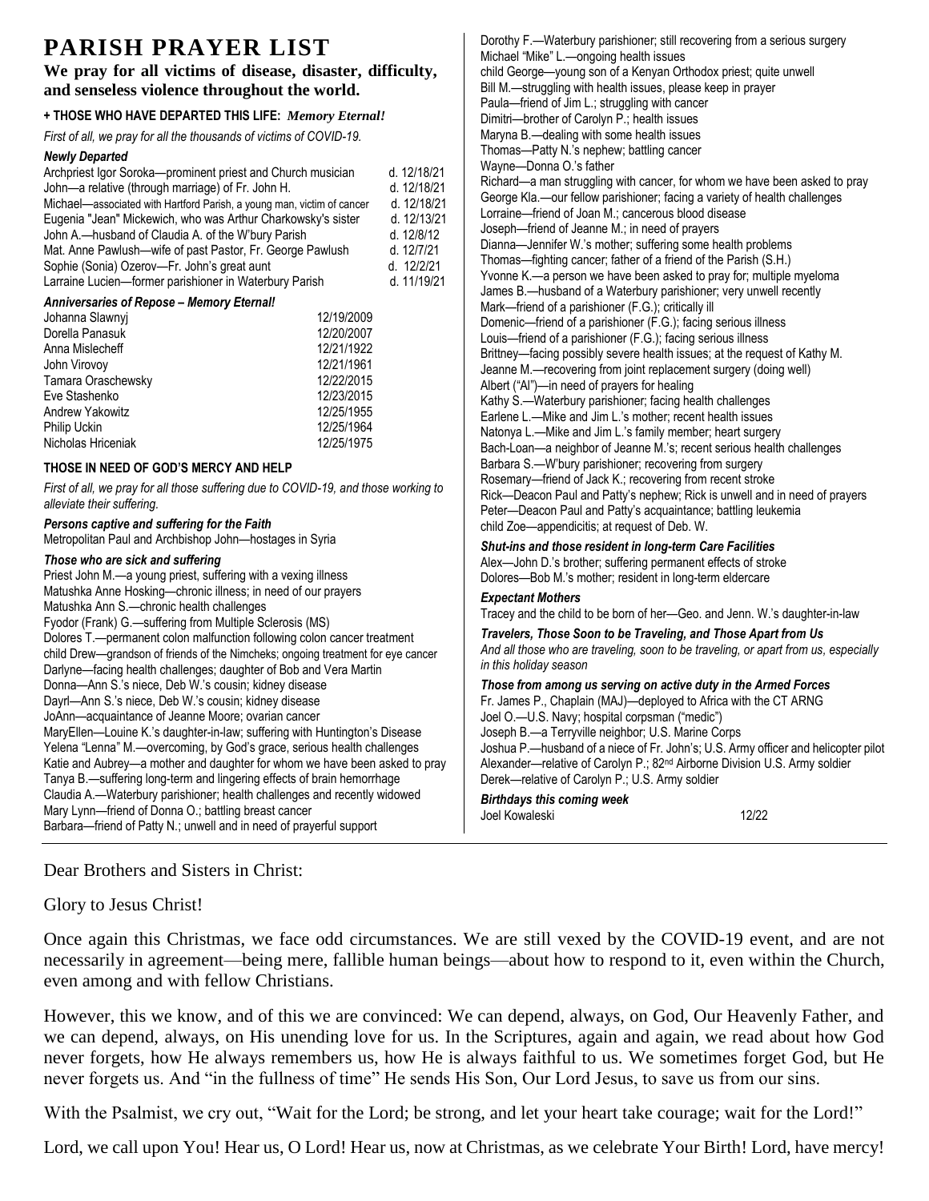# PARISH PRAYER LIST

**We pray for all victims of disease, disaster, difficulty, and senseless violence throughout the world.**

**+ THOSE WHO HAVE DEPARTED THIS LIFE:** ***Memory Eternal!***

*First of all, we pray for all the thousands of victims of COVID-19.*

***Newly Departed***

| | |
|---|---|
| Archpriest Igor Soroka—prominent priest and Church musician | d. 12/18/21 |
| John—a relative (through marriage) of Fr. John H. | d. 12/18/21 |
| Michael—associated with Hartford Parish, a young man, victim of cancer | d. 12/18/21 |
| Eugenia "Jean" Mickewich, who was Arthur Charkowsky's sister | d. 12/13/21 |
| John A.—husband of Claudia A. of the W'bury Parish | d. 12/8/12 |
| Mat. Anne Pawlush—wife of past Pastor, Fr. George Pawlush | d. 12/7/21 |
| Sophie (Sonia) Ozerov—Fr. John's great aunt | d. 12/2/21 |
| Larraine Lucien—former parishioner in Waterbury Parish | d. 11/19/21 |

***Anniversaries of Repose – Memory Eternal!***

| | |
|---|---|
| Johanna Slawnyj | 12/19/2009 |
| Dorella Panasuk | 12/20/2007 |
| Anna Mislecheff | 12/21/1922 |
| John Virovoy | 12/21/1961 |
| Tamara Oraschewsky | 12/22/2015 |
| Eve Stashenko | 12/23/2015 |
| Andrew Yakowitz | 12/25/1955 |
| Philip Uckin | 12/25/1964 |
| Nicholas Hriceniak | 12/25/1975 |

**THOSE IN NEED OF GOD'S MERCY AND HELP**

*First of all, we pray for all those suffering due to COVID-19, and those working to alleviate their suffering.*

***Persons captive and suffering for the Faith***

Metropolitan Paul and Archbishop John—hostages in Syria

***Those who are sick and suffering***

Priest John M.—a young priest, suffering with a vexing illness
Matushka Anne Hosking—chronic illness; in need of our prayers
Matushka Ann S.—chronic health challenges
Fyodor (Frank) G.—suffering from Multiple Sclerosis (MS)
Dolores T.—permanent colon malfunction following colon cancer treatment
child Drew—grandson of friends of the Nimcheks; ongoing treatment for eye cancer
Darlyne—facing health challenges; daughter of Bob and Vera Martin
Donna—Ann S.'s niece, Deb W.'s cousin; kidney disease
Dayrl—Ann S.'s niece, Deb W.'s cousin; kidney disease
JoAnn—acquaintance of Jeanne Moore; ovarian cancer
MaryEllen—Louine K.'s daughter-in-law; suffering with Huntington's Disease
Yelena "Lenna" M.—overcoming, by God's grace, serious health challenges
Katie and Aubrey—a mother and daughter for whom we have been asked to pray
Tanya B.—suffering long-term and lingering effects of brain hemorrhage
Claudia A.—Waterbury parishioner; health challenges and recently widowed
Mary Lynn—friend of Donna O.; battling breast cancer
Barbara—friend of Patty N.; unwell and in need of prayerful support
Dorothy F.—Waterbury parishioner; still recovering from a serious surgery
Michael "Mike" L.—ongoing health issues
child George—young son of a Kenyan Orthodox priest; quite unwell
Bill M.—struggling with health issues, please keep in prayer
Paula—friend of Jim L.; struggling with cancer
Dimitri—brother of Carolyn P.; health issues
Maryna B.—dealing with some health issues
Thomas—Patty N.'s nephew; battling cancer
Wayne—Donna O.'s father
Richard—a man struggling with cancer, for whom we have been asked to pray
George Kla.—our fellow parishioner; facing a variety of health challenges
Lorraine—friend of Joan M.; cancerous blood disease
Joseph—friend of Jeanne M.; in need of prayers
Dianna—Jennifer W.'s mother; suffering some health problems
Thomas—fighting cancer; father of a friend of the Parish (S.H.)
Yvonne K.—a person we have been asked to pray for; multiple myeloma
James B.—husband of a Waterbury parishioner; very unwell recently
Mark—friend of a parishioner (F.G.); critically ill
Domenic—friend of a parishioner (F.G.); facing serious illness
Louis—friend of a parishioner (F.G.); facing serious illness
Brittney—facing possibly severe health issues; at the request of Kathy M.
Jeanne M.—recovering from joint replacement surgery (doing well)
Albert ("Al")—in need of prayers for healing
Kathy S.—Waterbury parishioner; facing health challenges
Earlene L.—Mike and Jim L.'s mother; recent health issues
Natonya L.—Mike and Jim L.'s family member; heart surgery
Bach-Loan—a neighbor of Jeanne M.'s; recent serious health challenges
Barbara S.—W'bury parishioner; recovering from surgery
Rosemary—friend of Jack K.; recovering from recent stroke
Rick—Deacon Paul and Patty's nephew; Rick is unwell and in need of prayers
Peter—Deacon Paul and Patty's acquaintance; battling leukemia
child Zoe—appendicitis; at request of Deb. W.

***Shut-ins and those resident in long-term Care Facilities***

Alex—John D.'s brother; suffering permanent effects of stroke
Dolores—Bob M.'s mother; resident in long-term eldercare

***Expectant Mothers***

Tracey and the child to be born of her—Geo. and Jenn. W.'s daughter-in-law

***Travelers, Those Soon to be Traveling, and Those Apart from Us***

*And all those who are traveling, soon to be traveling, or apart from us, especially in this holiday season*

***Those from among us serving on active duty in the Armed Forces***

Fr. James P., Chaplain (MAJ)—deployed to Africa with the CT ARNG
Joel O.—U.S. Navy; hospital corpsman ("medic")
Joseph B.—a Terryville neighbor; U.S. Marine Corps
Joshua P.—husband of a niece of Fr. John's; U.S. Army officer and helicopter pilot
Alexander—relative of Carolyn P.; 82nd Airborne Division U.S. Army soldier
Derek—relative of Carolyn P.; U.S. Army soldier

***Birthdays this coming week***

| | |
|---|---|
| Joel Kowaleski | 12/22 |

---

Dear Brothers and Sisters in Christ:

Glory to Jesus Christ!

Once again this Christmas, we face odd circumstances. We are still vexed by the COVID-19 event, and are not necessarily in agreement—being mere, fallible human beings—about how to respond to it, even within the Church, even among and with fellow Christians.

However, this we know, and of this we are convinced: We can depend, always, on God, Our Heavenly Father, and we can depend, always, on His unending love for us. In the Scriptures, again and again, we read about how God never forgets, how He always remembers us, how He is always faithful to us. We sometimes forget God, but He never forgets us. And "in the fullness of time" He sends His Son, Our Lord Jesus, to save us from our sins.

With the Psalmist, we cry out, "Wait for the Lord; be strong, and let your heart take courage; wait for the Lord!"

Lord, we call upon You! Hear us, O Lord! Hear us, now at Christmas, as we celebrate Your Birth! Lord, have mercy!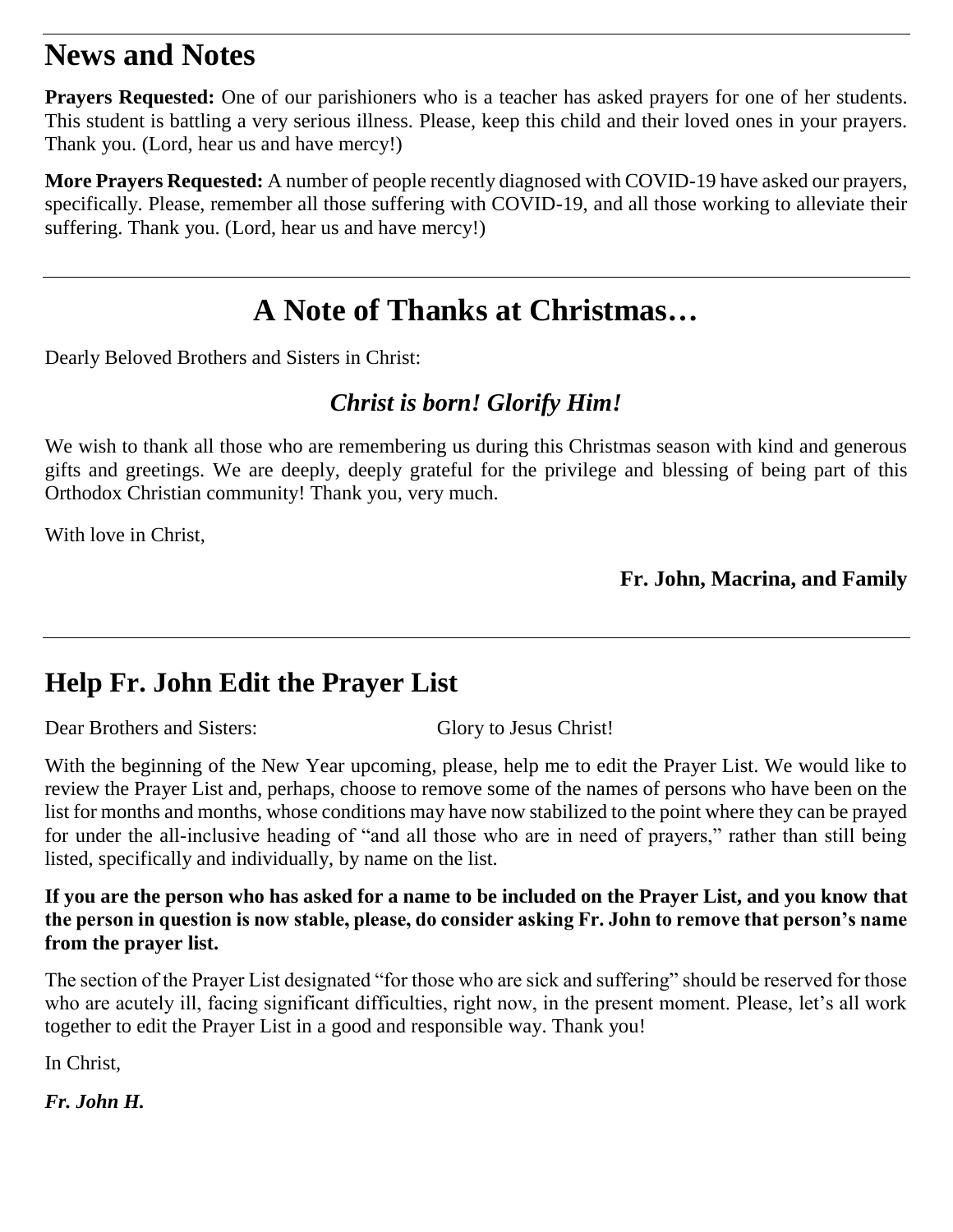# News and Notes

**Prayers Requested:** One of our parishioners who is a teacher has asked prayers for one of her students. This student is battling a very serious illness. Please, keep this child and their loved ones in your prayers. Thank you. (Lord, hear us and have mercy!)

**More Prayers Requested:** A number of people recently diagnosed with COVID-19 have asked our prayers, specifically. Please, remember all those suffering with COVID-19, and all those working to alleviate their suffering. Thank you. (Lord, hear us and have mercy!)

---

# A Note of Thanks at Christmas…

Dearly Beloved Brothers and Sisters in Christ:

***Christ is born! Glorify Him!***

We wish to thank all those who are remembering us during this Christmas season with kind and generous gifts and greetings. We are deeply, deeply grateful for the privilege and blessing of being part of this Orthodox Christian community! Thank you, very much.

With love in Christ,

**Fr. John, Macrina, and Family**

---

## Help Fr. John Edit the Prayer List

Dear Brothers and Sisters: Glory to Jesus Christ!

With the beginning of the New Year upcoming, please, help me to edit the Prayer List. We would like to review the Prayer List and, perhaps, choose to remove some of the names of persons who have been on the list for months and months, whose conditions may have now stabilized to the point where they can be prayed for under the all-inclusive heading of "and all those who are in need of prayers," rather than still being listed, specifically and individually, by name on the list.

**If you are the person who has asked for a name to be included on the Prayer List, and you know that the person in question is now stable, please, do consider asking Fr. John to remove that person's name from the prayer list.**

The section of the Prayer List designated "for those who are sick and suffering" should be reserved for those who are acutely ill, facing significant difficulties, right now, in the present moment. Please, let's all work together to edit the Prayer List in a good and responsible way. Thank you!

In Christ,

***Fr. John H.***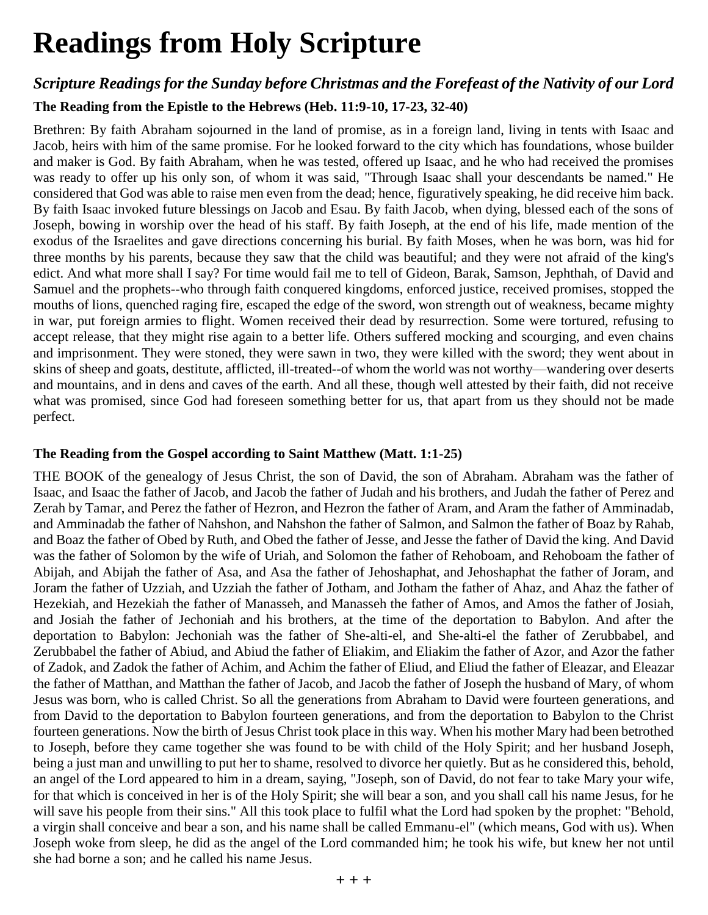# Readings from Holy Scripture

### *Scripture Readings for the Sunday before Christmas and the Forefeast of the Nativity of our Lord*

**The Reading from the Epistle to the Hebrews (Heb. 11:9-10, 17-23, 32-40)**

Brethren: By faith Abraham sojourned in the land of promise, as in a foreign land, living in tents with Isaac and Jacob, heirs with him of the same promise. For he looked forward to the city which has foundations, whose builder and maker is God. By faith Abraham, when he was tested, offered up Isaac, and he who had received the promises was ready to offer up his only son, of whom it was said, "Through Isaac shall your descendants be named." He considered that God was able to raise men even from the dead; hence, figuratively speaking, he did receive him back. By faith Isaac invoked future blessings on Jacob and Esau. By faith Jacob, when dying, blessed each of the sons of Joseph, bowing in worship over the head of his staff. By faith Joseph, at the end of his life, made mention of the exodus of the Israelites and gave directions concerning his burial. By faith Moses, when he was born, was hid for three months by his parents, because they saw that the child was beautiful; and they were not afraid of the king's edict. And what more shall I say? For time would fail me to tell of Gideon, Barak, Samson, Jephthah, of David and Samuel and the prophets--who through faith conquered kingdoms, enforced justice, received promises, stopped the mouths of lions, quenched raging fire, escaped the edge of the sword, won strength out of weakness, became mighty in war, put foreign armies to flight. Women received their dead by resurrection. Some were tortured, refusing to accept release, that they might rise again to a better life. Others suffered mocking and scourging, and even chains and imprisonment. They were stoned, they were sawn in two, they were killed with the sword; they went about in skins of sheep and goats, destitute, afflicted, ill-treated--of whom the world was not worthy—wandering over deserts and mountains, and in dens and caves of the earth. And all these, though well attested by their faith, did not receive what was promised, since God had foreseen something better for us, that apart from us they should not be made perfect.

**The Reading from the Gospel according to Saint Matthew (Matt. 1:1-25)**

THE BOOK of the genealogy of Jesus Christ, the son of David, the son of Abraham. Abraham was the father of Isaac, and Isaac the father of Jacob, and Jacob the father of Judah and his brothers, and Judah the father of Perez and Zerah by Tamar, and Perez the father of Hezron, and Hezron the father of Aram, and Aram the father of Amminadab, and Amminadab the father of Nahshon, and Nahshon the father of Salmon, and Salmon the father of Boaz by Rahab, and Boaz the father of Obed by Ruth, and Obed the father of Jesse, and Jesse the father of David the king. And David was the father of Solomon by the wife of Uriah, and Solomon the father of Rehoboam, and Rehoboam the father of Abijah, and Abijah the father of Asa, and Asa the father of Jehoshaphat, and Jehoshaphat the father of Joram, and Joram the father of Uzziah, and Uzziah the father of Jotham, and Jotham the father of Ahaz, and Ahaz the father of Hezekiah, and Hezekiah the father of Manasseh, and Manasseh the father of Amos, and Amos the father of Josiah, and Josiah the father of Jechoniah and his brothers, at the time of the deportation to Babylon. And after the deportation to Babylon: Jechoniah was the father of She-alti-el, and She-alti-el the father of Zerubbabel, and Zerubbabel the father of Abiud, and Abiud the father of Eliakim, and Eliakim the father of Azor, and Azor the father of Zadok, and Zadok the father of Achim, and Achim the father of Eliud, and Eliud the father of Eleazar, and Eleazar the father of Matthan, and Matthan the father of Jacob, and Jacob the father of Joseph the husband of Mary, of whom Jesus was born, who is called Christ. So all the generations from Abraham to David were fourteen generations, and from David to the deportation to Babylon fourteen generations, and from the deportation to Babylon to the Christ fourteen generations. Now the birth of Jesus Christ took place in this way. When his mother Mary had been betrothed to Joseph, before they came together she was found to be with child of the Holy Spirit; and her husband Joseph, being a just man and unwilling to put her to shame, resolved to divorce her quietly. But as he considered this, behold, an angel of the Lord appeared to him in a dream, saying, "Joseph, son of David, do not fear to take Mary your wife, for that which is conceived in her is of the Holy Spirit; she will bear a son, and you shall call his name Jesus, for he will save his people from their sins." All this took place to fulfil what the Lord had spoken by the prophet: "Behold, a virgin shall conceive and bear a son, and his name shall be called Emmanu-el" (which means, God with us). When Joseph woke from sleep, he did as the angel of the Lord commanded him; he took his wife, but knew her not until she had borne a son; and he called his name Jesus.

+ + +